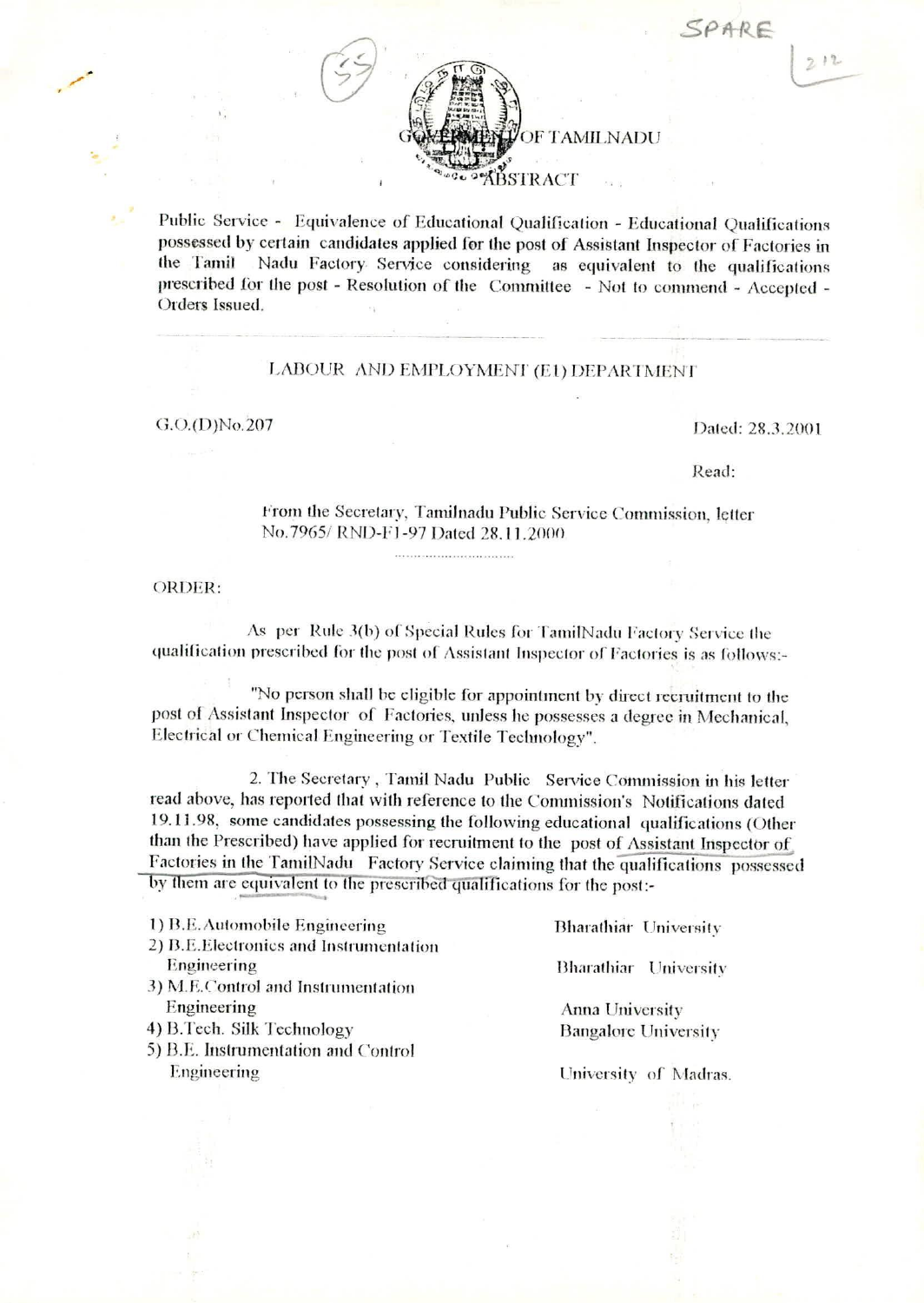# GOVERNMENT OF TAMILNADU

## ABSTRACT

Public Service - Equivalence of Educational Qualification - Educational Qualifications possessed by certain candidates applied for the post of Assistant Inspector of Factories in the Tamil Nadu Factory Service considering as equivalent to the qualifications prescribed for the post - Resolution of the Committee - Not to commend - Accepted - Orders Issued.

---

### LABOUR AND EMPLOYMENT (E1) DEPARTMENT

G.O.(D)No.207 Dated: 28.3.2001

Read:

From the Secretary, Tamilnadu Public Service Commission, letter No.7965/ RND-F1-97 Dated 28.11.2000

ORDER:

As per Rule 3(b) of Special Rules for TamilNadu Factory Service the qualification prescribed for the post of Assistant Inspector of Factories is as follows:-

"No person shall be eligible for appointment by direct recruitment to the post of Assistant Inspector of Factories, unless he possesses a degree in Mechanical, Electrical or Chemical Engineering or Textile Technology".

2. The Secretary, Tamil Nadu Public Service Commission in his letter read above, has reported that with reference to the Commission's Notifications dated 19.11.98, some candidates possessing the following educational qualifications (Other than the Prescribed) have applied for recruitment to the post of Assistant Inspector of Factories in the TamilNadu Factory Service claiming that the qualifications possessed by them are equivalent to the prescribed qualifications for the post:-

| Qualification | University |
|---|---|
| 1) B.E.Automobile Engineering | Bharathiar University |
| 2) B.E.Electronics and Instrumentation Engineering | Bharathiar University |
| 3) M.E.Control and Instrumentation Engineering | Anna University |
| 4) B.Tech. Silk Technology | Bangalore University |
| 5) B.E. Instrumentation and Control Engineering | University of Madras. |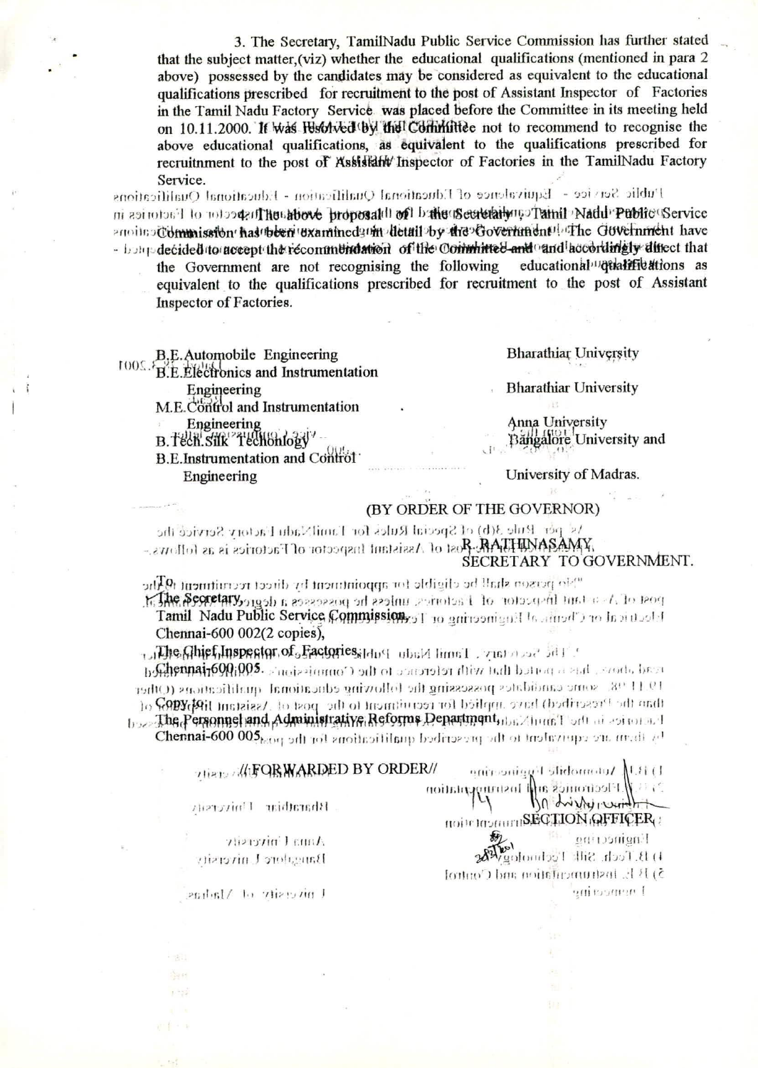3. The Secretary, TamilNadu Public Service Commission has further stated that the subject matter,(viz) whether the educational qualifications (mentioned in para 2 above) possessed by the candidates may be considered as equivalent to the educational qualifications prescribed for recruitment to the post of Assistant Inspector of Factories in the Tamil Nadu Factory Service was placed before the Committee in its meeting held on 10.11.2000. It was Resolved by the Committee not to recommend to recognise the above educational qualifications, as equivalent to the qualifications prescribed for recruitnment to the post of Assistant Inspector of Factories in the TamilNadu Factory Service.

4. The above proposal of the Secretary, Tamil Nadu Public Service Commission has been examined in detail by the Government. The Government have decided to accept the recommendation of the Committee and accordingly direct that the Government are not recognising the following educational qualifications as equivalent to the qualifications prescribed for recruitment to the post of Assistant Inspector of Factories.

| | |
|---|---|
| B.E.Automobile Engineering | Bharathiar University |
| B.E.Electronics and Instrumentation Engineering | Bharathiar University |
| M.E.Control and Instrumentation Engineering | Anna University |
| B.Tech.Silk Technology | Bangalore University and |
| B.E.Instrumentation and Control Engineering | University of Madras. |

(BY ORDER OF THE GOVERNOR)

R. RATHINASAMY,
SECRETARY TO GOVERNMENT.

To
The Secretary,
Tamil Nadu Public Service Commission,
Chennai-600 002(2 copies),
The Chief Inspector of Factories,
Chennai-600 005.

Copy to
The Personnel and Administrative Reforms Department,
Chennai-600 005.

//FORWARDED BY ORDER//

SECTION OFFICER.